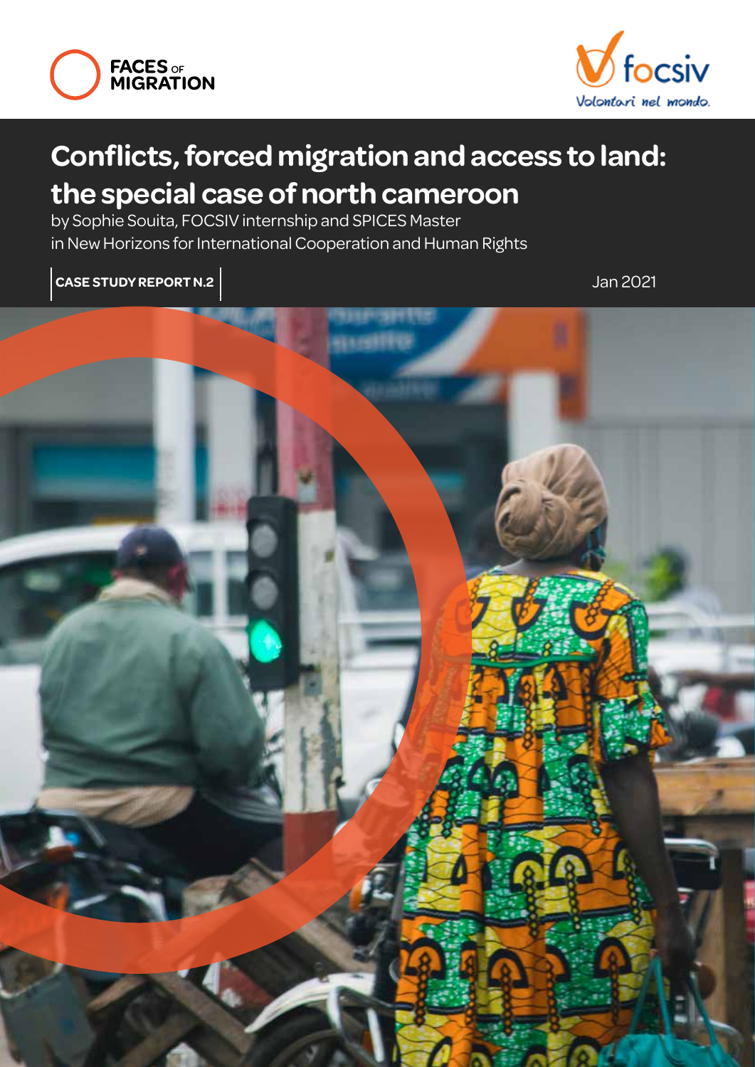FACES OF MIGRATION

focsiv

Volontari nel mondo.

# Conflicts, forced migration and access to land: the special case of north cameroon

by Sophie Souita, FOCSIV internship and SPICES Master in New Horizons for International Cooperation and Human Rights

**CASE STUDY REPORT N.2**

Jan 2021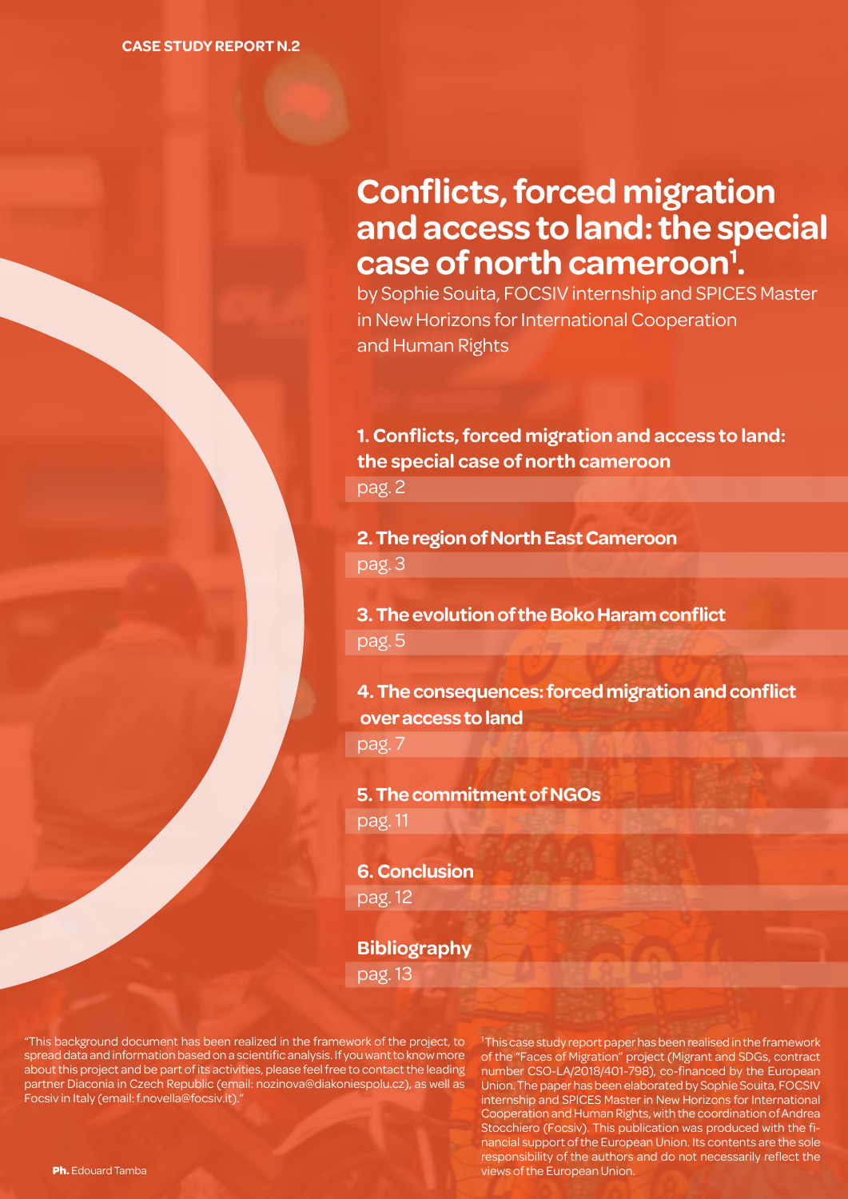CASE STUDY REPORT N.2

# Conflicts, forced migration and access to land: the special case of north cameroon[1].

by Sophie Souita, FOCSIV internship and SPICES Master in New Horizons for International Cooperation and Human Rights

**1. Conflicts, forced migration and access to land: the special case of north cameroon**
pag. 2

**2. The region of North East Cameroon**
pag. 3

**3. The evolution of the Boko Haram conflict**
pag. 5

**4. The consequences: forced migration and conflict over access to land**
pag. 7

**5. The commitment of NGOs**
pag. 11

**6. Conclusion**
pag. 12

**Bibliography**
pag. 13

"This background document has been realized in the framework of the project, to spread data and information based on a scientific analysis. If you want to know more about this project and be part of its activities, please feel free to contact the leading partner Diaconia in Czech Republic (email: nozinova@diakoniespolu.cz), as well as Focsiv in Italy (email: f.novella@focsiv.it)."

[1] This case study report paper has been realised in the framework of the "Faces of Migration" project (Migrant and SDGs, contract number CSO-LA/2018/401-798), co-financed by the European Union. The paper has been elaborated by Sophie Souita, FOCSIV internship and SPICES Master in New Horizons for International Cooperation and Human Rights, with the coordination of Andrea Stocchiero (Focsiv). This publication was produced with the financial support of the European Union. Its contents are the sole responsibility of the authors and do not necessarily reflect the views of the European Union.

**Ph.** Edouard Tamba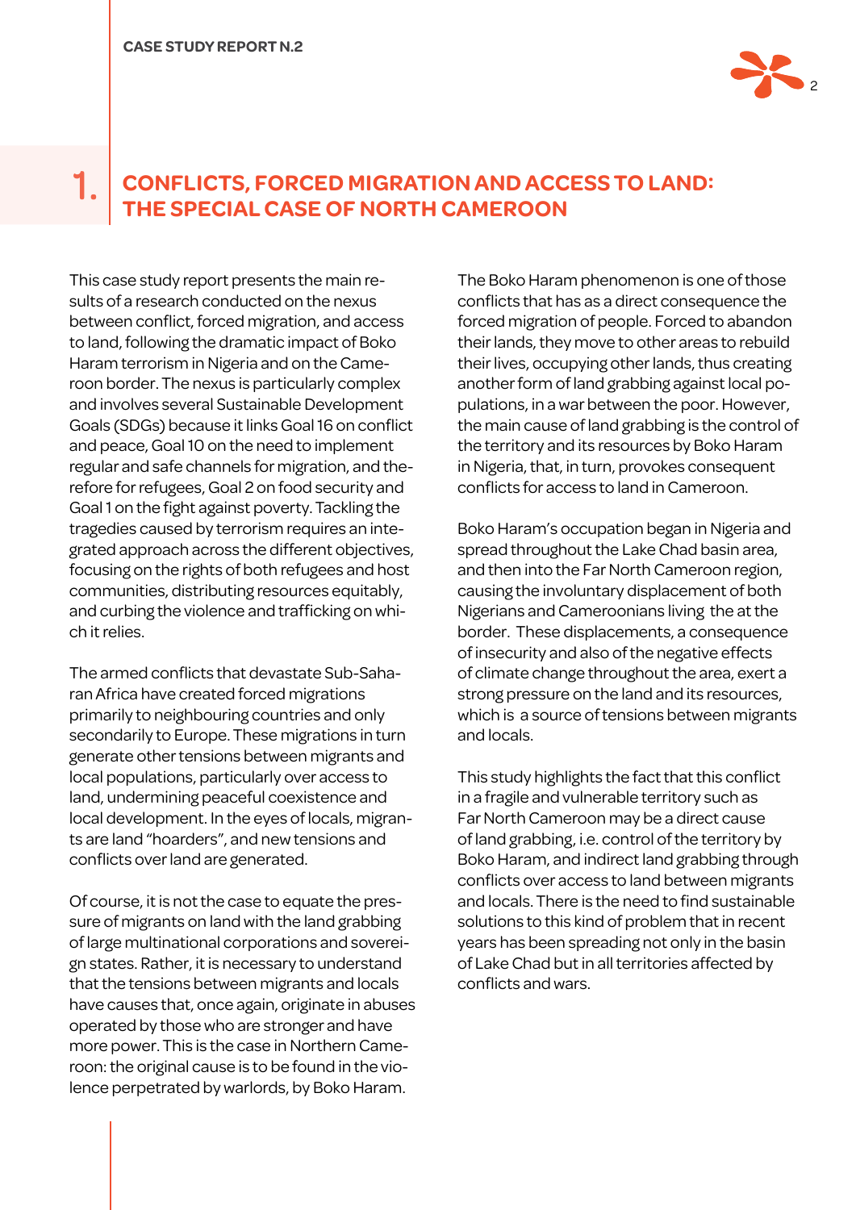# 1. CONFLICTS, FORCED MIGRATION AND ACCESS TO LAND: THE SPECIAL CASE OF NORTH CAMEROON

This case study report presents the main results of a research conducted on the nexus between conflict, forced migration, and access to land, following the dramatic impact of Boko Haram terrorism in Nigeria and on the Cameroon border. The nexus is particularly complex and involves several Sustainable Development Goals (SDGs) because it links Goal 16 on conflict and peace, Goal 10 on the need to implement regular and safe channels for migration, and therefore for refugees, Goal 2 on food security and Goal 1 on the fight against poverty. Tackling the tragedies caused by terrorism requires an integrated approach across the different objectives, focusing on the rights of both refugees and host communities, distributing resources equitably, and curbing the violence and trafficking on which it relies.

The armed conflicts that devastate Sub-Saharan Africa have created forced migrations primarily to neighbouring countries and only secondarily to Europe. These migrations in turn generate other tensions between migrants and local populations, particularly over access to land, undermining peaceful coexistence and local development. In the eyes of locals, migrants are land "hoarders", and new tensions and conflicts over land are generated.

Of course, it is not the case to equate the pressure of migrants on land with the land grabbing of large multinational corporations and sovereign states. Rather, it is necessary to understand that the tensions between migrants and locals have causes that, once again, originate in abuses operated by those who are stronger and have more power. This is the case in Northern Cameroon: the original cause is to be found in the violence perpetrated by warlords, by Boko Haram.

The Boko Haram phenomenon is one of those conflicts that has as a direct consequence the forced migration of people. Forced to abandon their lands, they move to other areas to rebuild their lives, occupying other lands, thus creating another form of land grabbing against local populations, in a war between the poor. However, the main cause of land grabbing is the control of the territory and its resources by Boko Haram in Nigeria, that, in turn, provokes consequent conflicts for access to land in Cameroon.

Boko Haram's occupation began in Nigeria and spread throughout the Lake Chad basin area, and then into the Far North Cameroon region, causing the involuntary displacement of both Nigerians and Cameroonians living the at the border. These displacements, a consequence of insecurity and also of the negative effects of climate change throughout the area, exert a strong pressure on the land and its resources, which is a source of tensions between migrants and locals.

This study highlights the fact that this conflict in a fragile and vulnerable territory such as Far North Cameroon may be a direct cause of land grabbing, i.e. control of the territory by Boko Haram, and indirect land grabbing through conflicts over access to land between migrants and locals. There is the need to find sustainable solutions to this kind of problem that in recent years has been spreading not only in the basin of Lake Chad but in all territories affected by conflicts and wars.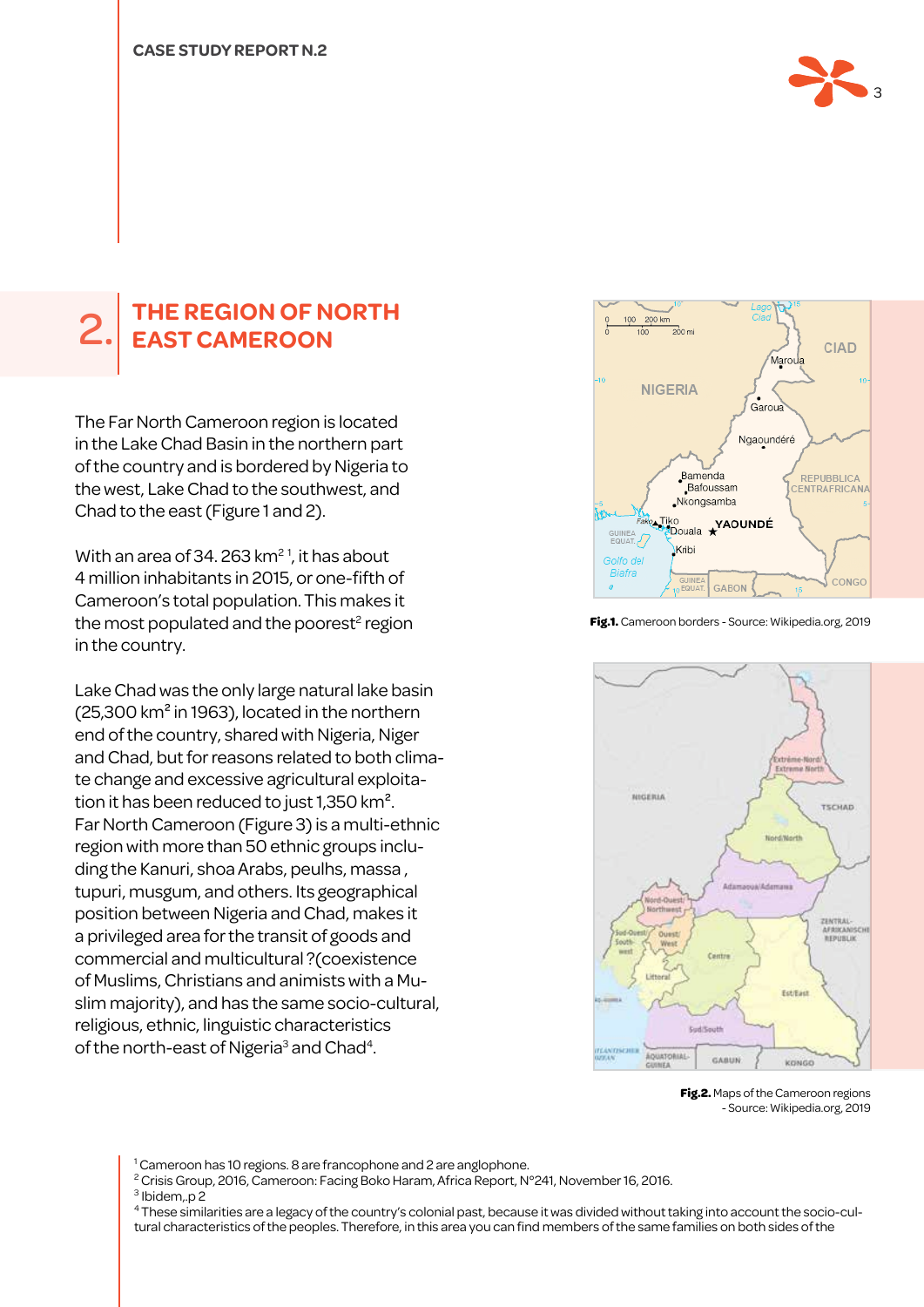## 2. THE REGION OF NORTH EAST CAMEROON

The Far North Cameroon region is located in the Lake Chad Basin in the northern part of the country and is bordered by Nigeria to the west, Lake Chad to the southwest, and Chad to the east (Figure 1 and 2).

With an area of 34. 263 km² [1], it has about 4 million inhabitants in 2015, or one-fifth of Cameroon's total population. This makes it the most populated and the poorest[2] region in the country.

Lake Chad was the only large natural lake basin (25,300 km² in 1963), located in the northern end of the country, shared with Nigeria, Niger and Chad, but for reasons related to both climate change and excessive agricultural exploitation it has been reduced to just 1,350 km². Far North Cameroon (Figure 3) is a multi-ethnic region with more than 50 ethnic groups including the Kanuri, shoa Arabs, peulhs, massa , tupuri, musgum, and others. Its geographical position between Nigeria and Chad, makes it a privileged area for the transit of goods and commercial and multicultural ?(coexistence of Muslims, Christians and animists with a Muslim majority), and has the same socio-cultural, religious, ethnic, linguistic characteristics of the north-east of Nigeria[3] and Chad[4].

**Fig.1.** Cameroon borders - Source: Wikipedia.org, 2019

**Fig.2.** Maps of the Cameroon regions - Source: Wikipedia.org, 2019

[1] Cameroon has 10 regions. 8 are francophone and 2 are anglophone.
[2] Crisis Group, 2016, Cameroon: Facing Boko Haram, Africa Report, N°241, November 16, 2016.
[3] Ibidem,.p 2
[4] These similarities are a legacy of the country's colonial past, because it was divided without taking into account the socio-cultural characteristics of the peoples. Therefore, in this area you can find members of the same families on both sides of the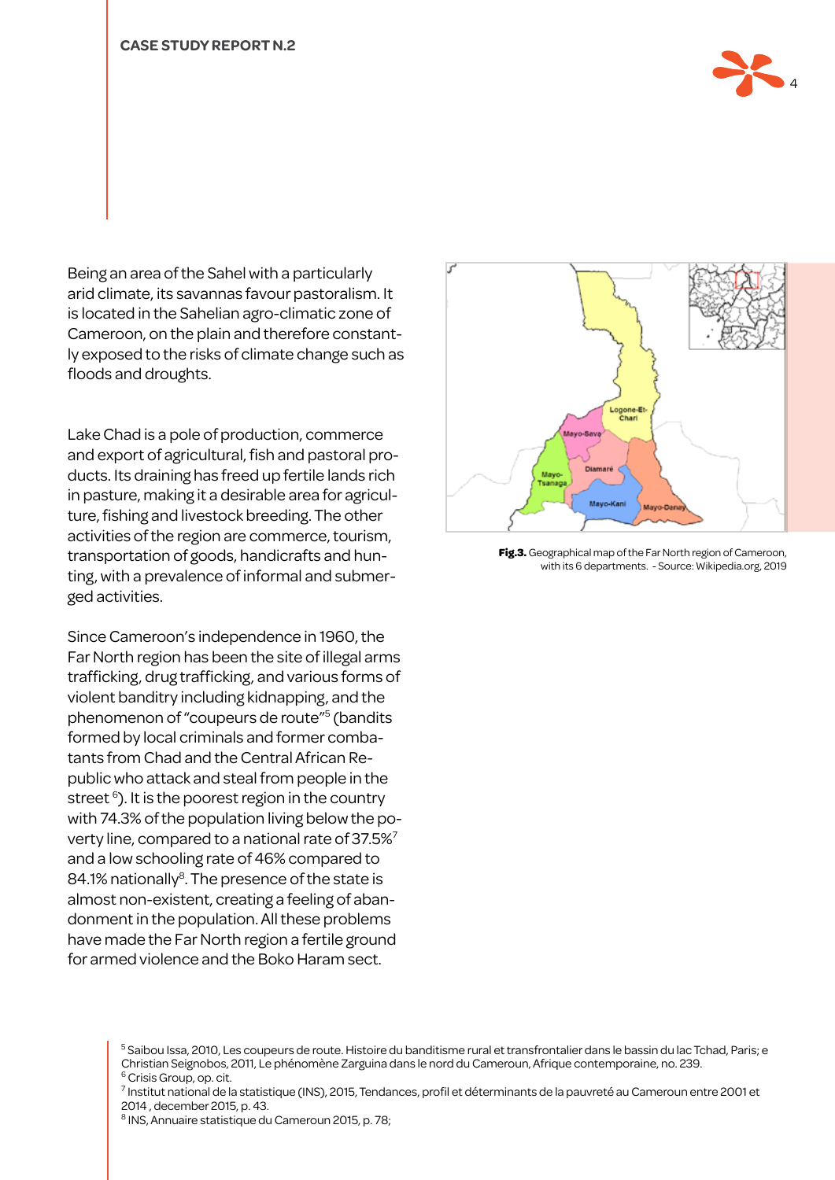Being an area of the Sahel with a particularly arid climate, its savannas favour pastoralism. It is located in the Sahelian agro-climatic zone of Cameroon, on the plain and therefore constantly exposed to the risks of climate change such as floods and droughts.

Lake Chad is a pole of production, commerce and export of agricultural, fish and pastoral products. Its draining has freed up fertile lands rich in pasture, making it a desirable area for agriculture, fishing and livestock breeding. The other activities of the region are commerce, tourism, transportation of goods, handicrafts and hunting, with a prevalence of informal and submerged activities.

Since Cameroon's independence in 1960, the Far North region has been the site of illegal arms trafficking, drug trafficking, and various forms of violent banditry including kidnapping, and the phenomenon of "coupeurs de route"[5] (bandits formed by local criminals and former combatants from Chad and the Central African Republic who attack and steal from people in the street [6]). It is the poorest region in the country with 74.3% of the population living below the poverty line, compared to a national rate of 37.5%[7] and a low schooling rate of 46% compared to 84.1% nationally[8]. The presence of the state is almost non-existent, creating a feeling of abandonment in the population. All these problems have made the Far North region a fertile ground for armed violence and the Boko Haram sect.

**Fig.3.** Geographical map of the Far North region of Cameroon, with its 6 departments. - Source: Wikipedia.org, 2019

[5] Saibou Issa, 2010, Les coupeurs de route. Histoire du banditisme rural et transfrontalier dans le bassin du lac Tchad, Paris; e Christian Seignobos, 2011, Le phénomène Zarguina dans le nord du Cameroun, Afrique contemporaine, no. 239.

[6] Crisis Group, op. cit.

[7] Institut national de la statistique (INS), 2015, Tendances, profil et déterminants de la pauvreté au Cameroun entre 2001 et 2014 , december 2015, p. 43.

[8] INS, Annuaire statistique du Cameroun 2015, p. 78;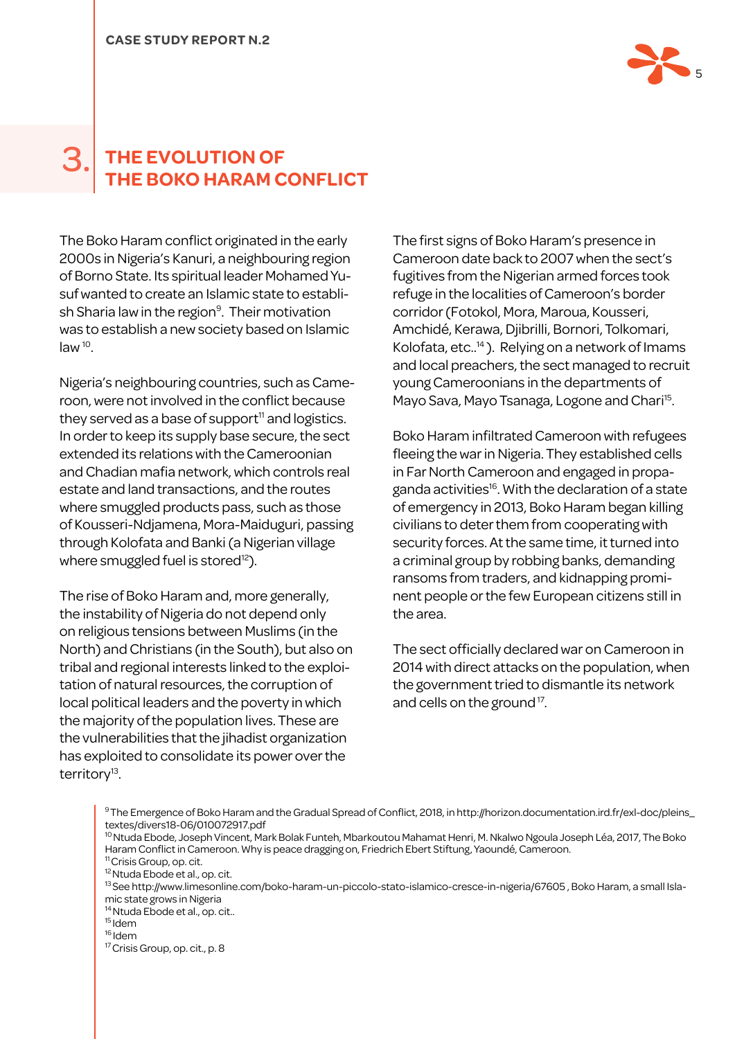## 3. THE EVOLUTION OF THE BOKO HARAM CONFLICT

The Boko Haram conflict originated in the early 2000s in Nigeria's Kanuri, a neighbouring region of Borno State. Its spiritual leader Mohamed Yusuf wanted to create an Islamic state to establish Sharia law in the region[9]. Their motivation was to establish a new society based on Islamic law[10].

Nigeria's neighbouring countries, such as Cameroon, were not involved in the conflict because they served as a base of support[11] and logistics. In order to keep its supply base secure, the sect extended its relations with the Cameroonian and Chadian mafia network, which controls real estate and land transactions, and the routes where smuggled products pass, such as those of Kousseri-Ndjamena, Mora-Maiduguri, passing through Kolofata and Banki (a Nigerian village where smuggled fuel is stored[12]).

The rise of Boko Haram and, more generally, the instability of Nigeria do not depend only on religious tensions between Muslims (in the North) and Christians (in the South), but also on tribal and regional interests linked to the exploitation of natural resources, the corruption of local political leaders and the poverty in which the majority of the population lives. These are the vulnerabilities that the jihadist organization has exploited to consolidate its power over the territory[13].

The first signs of Boko Haram's presence in Cameroon date back to 2007 when the sect's fugitives from the Nigerian armed forces took refuge in the localities of Cameroon's border corridor (Fotokol, Mora, Maroua, Kousseri, Amchidé, Kerawa, Djibrilli, Bornori, Tolkomari, Kolofata, etc..[14]). Relying on a network of Imams and local preachers, the sect managed to recruit young Cameroonians in the departments of Mayo Sava, Mayo Tsanaga, Logone and Chari[15].

Boko Haram infiltrated Cameroon with refugees fleeing the war in Nigeria. They established cells in Far North Cameroon and engaged in propaganda activities[16]. With the declaration of a state of emergency in 2013, Boko Haram began killing civilians to deter them from cooperating with security forces. At the same time, it turned into a criminal group by robbing banks, demanding ransoms from traders, and kidnapping prominent people or the few European citizens still in the area.

The sect officially declared war on Cameroon in 2014 with direct attacks on the population, when the government tried to dismantle its network and cells on the ground[17].

[9] The Emergence of Boko Haram and the Gradual Spread of Conflict, 2018, in http://horizon.documentation.ird.fr/exl-doc/pleins_textes/divers18-06/010072917.pdf

[10] Ntuda Ebode, Joseph Vincent, Mark Bolak Funteh, Mbarkoutou Mahamat Henri, M. Nkalwo Ngoula Joseph Léa, 2017, The Boko Haram Conflict in Cameroon. Why is peace dragging on, Friedrich Ebert Stiftung, Yaoundé, Cameroon.

[11] Crisis Group, op. cit.

[12] Ntuda Ebode et al., op. cit.

[13] See http://www.limesonline.com/boko-haram-un-piccolo-stato-islamico-cresce-in-nigeria/67605 , Boko Haram, a small Islamic state grows in Nigeria

[14] Ntuda Ebode et al., op. cit..

[15] Idem

[16] Idem

[17] Crisis Group, op. cit., p. 8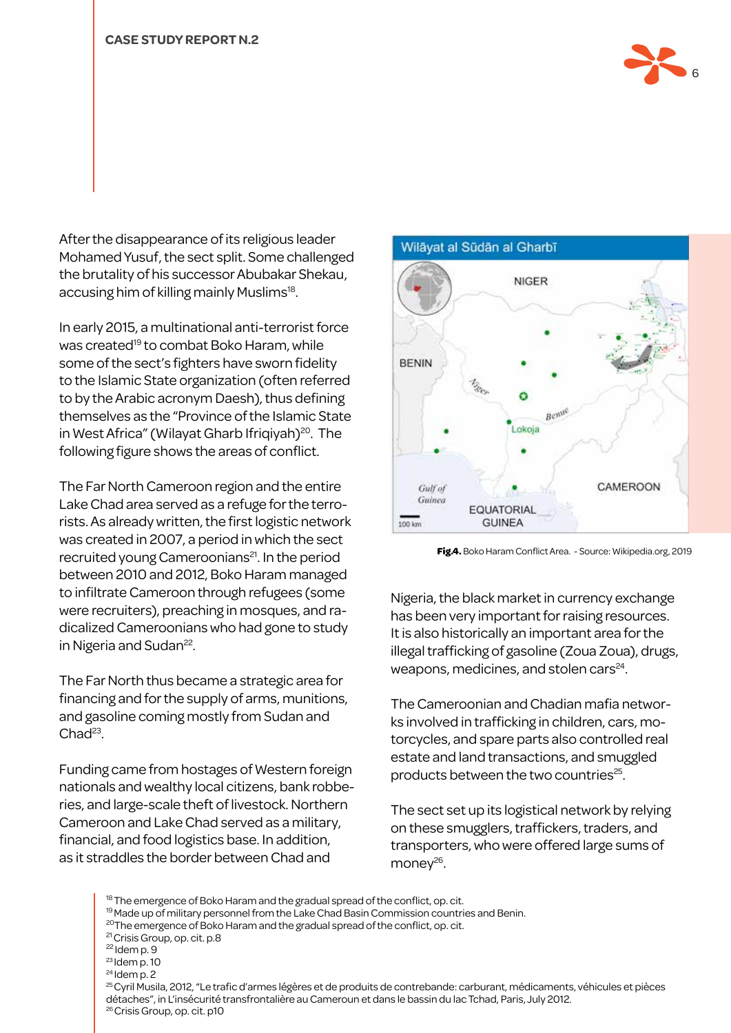After the disappearance of its religious leader Mohamed Yusuf, the sect split. Some challenged the brutality of his successor Abubakar Shekau, accusing him of killing mainly Muslims[18].

In early 2015, a multinational anti-terrorist force was created[19] to combat Boko Haram, while some of the sect's fighters have sworn fidelity to the Islamic State organization (often referred to by the Arabic acronym Daesh), thus defining themselves as the "Province of the Islamic State in West Africa" (Wilayat Gharb Ifriqiyah)[20]. The following figure shows the areas of conflict.

The Far North Cameroon region and the entire Lake Chad area served as a refuge for the terrorists. As already written, the first logistic network was created in 2007, a period in which the sect recruited young Cameroonians[21]. In the period between 2010 and 2012, Boko Haram managed to infiltrate Cameroon through refugees (some were recruiters), preaching in mosques, and radicalized Cameroonians who had gone to study in Nigeria and Sudan[22].

The Far North thus became a strategic area for financing and for the supply of arms, munitions, and gasoline coming mostly from Sudan and Chad[23].

Funding came from hostages of Western foreign nationals and wealthy local citizens, bank robberies, and large-scale theft of livestock. Northern Cameroon and Lake Chad served as a military, financial, and food logistics base. In addition, as it straddles the border between Chad and Nigeria, the black market in currency exchange has been very important for raising resources. It is also historically an important area for the illegal trafficking of gasoline (Zoua Zoua), drugs, weapons, medicines, and stolen cars[24].

**Fig.4.** Boko Haram Conflict Area. - Source: Wikipedia.org, 2019

The Cameroonian and Chadian mafia networks involved in trafficking in children, cars, motorcycles, and spare parts also controlled real estate and land transactions, and smuggled products between the two countries[25].

The sect set up its logistical network by relying on these smugglers, traffickers, traders, and transporters, who were offered large sums of money[26].

---

[18] The emergence of Boko Haram and the gradual spread of the conflict, op. cit.
[19] Made up of military personnel from the Lake Chad Basin Commission countries and Benin.
[20] The emergence of Boko Haram and the gradual spread of the conflict, op. cit.
[21] Crisis Group, op. cit. p.8
[22] Idem p. 9
[23] Idem p. 10
[24] Idem p. 2
[25] Cyril Musila, 2012, "Le trafic d'armes légères et de produits de contrebande: carburant, médicaments, véhicules et pièces détaches", in L'insécurité transfrontalière au Cameroun et dans le bassin du lac Tchad, Paris, July 2012.
[26] Crisis Group, op. cit. p10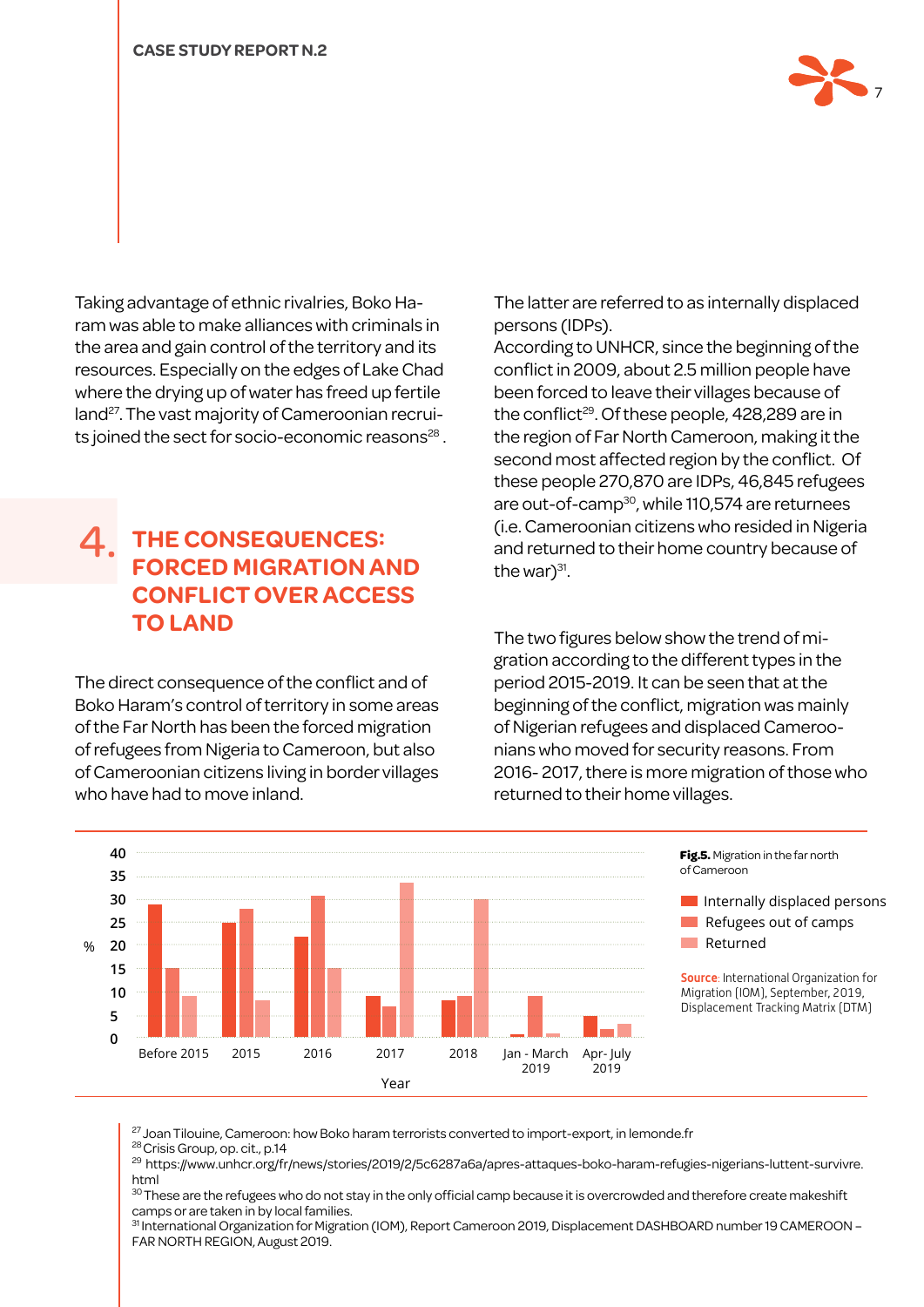Taking advantage of ethnic rivalries, Boko Haram was able to make alliances with criminals in the area and gain control of the territory and its resources. Especially on the edges of Lake Chad where the drying up of water has freed up fertile land[27]. The vast majority of Cameroonian recruits joined the sect for socio-economic reasons[28].

## 4. THE CONSEQUENCES: FORCED MIGRATION AND CONFLICT OVER ACCESS TO LAND

The direct consequence of the conflict and of Boko Haram's control of territory in some areas of the Far North has been the forced migration of refugees from Nigeria to Cameroon, but also of Cameroonian citizens living in border villages who have had to move inland.

The latter are referred to as internally displaced persons (IDPs).

According to UNHCR, since the beginning of the conflict in 2009, about 2.5 million people have been forced to leave their villages because of the conflict[29]. Of these people, 428,289 are in the region of Far North Cameroon, making it the second most affected region by the conflict. Of these people 270,870 are IDPs, 46,845 refugees are out-of-camp[30], while 110,574 are returnees (i.e. Cameroonian citizens who resided in Nigeria and returned to their home country because of the war)[31].

The two figures below show the trend of migration according to the different types in the period 2015-2019. It can be seen that at the beginning of the conflict, migration was mainly of Nigerian refugees and displaced Cameroonians who moved for security reasons. From 2016- 2017, there is more migration of those who returned to their home villages.

**Fig.5.** Migration in the far north of Cameroon

| Year | Internally displaced persons (%) | Refugees out of camps (%) | Returned (%) |
|---|---|---|---|
| Before 2015 | 29 | 15 | 9 |
| 2015 | 25 | 28 | 8 |
| 2016 | 22 | 31 | 15 |
| 2017 | 9 | 7 | 34 |
| 2018 | 8 | 9 | 30 |
| Jan - March 2019 | 0.5 | 9 | 1 |
| Apr- July 2019 | 5 | 2 | 3 |

**Source**: International Organization for Migration (IOM), September, 2019, Displacement Tracking Matrix (DTM)

[27] Joan Tilouine, Cameroon: how Boko haram terrorists converted to import-export, in lemonde.fr

[28] Crisis Group, op. cit., p.14

[29] https://www.unhcr.org/fr/news/stories/2019/2/5c6287a6a/apres-attaques-boko-haram-refugies-nigerians-luttent-survivre.html

[30] These are the refugees who do not stay in the only official camp because it is overcrowded and therefore create makeshift camps or are taken in by local families.

[31] International Organization for Migration (IOM), Report Cameroon 2019, Displacement DASHBOARD number 19 CAMEROON – FAR NORTH REGION, August 2019.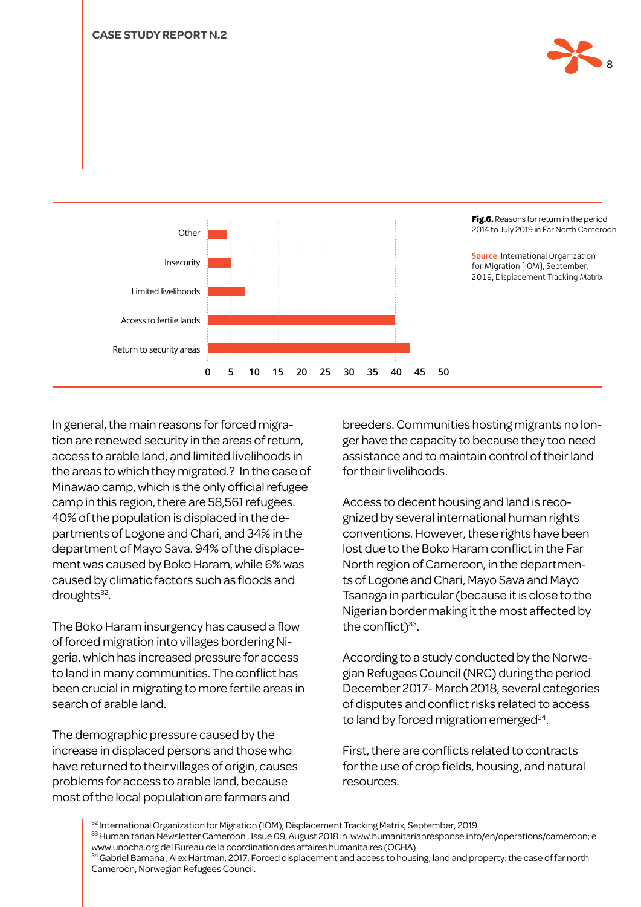**Fig.6.** Reasons for return in the period 2014 to July 2019 in Far North Cameroon

Source: International Organization for Migration (IOM), September, 2019, Displacement Tracking Matrix

In general, the main reasons for forced migration are renewed security in the areas of return, access to arable land, and limited livelihoods in the areas to which they migrated.? In the case of Minawao camp, which is the only official refugee camp in this region, there are 58,561 refugees. 40% of the population is displaced in the departments of Logone and Chari, and 34% in the department of Mayo Sava. 94% of the displacement was caused by Boko Haram, while 6% was caused by climatic factors such as floods and droughts[32].

The Boko Haram insurgency has caused a flow of forced migration into villages bordering Nigeria, which has increased pressure for access to land in many communities. The conflict has been crucial in migrating to more fertile areas in search of arable land.

The demographic pressure caused by the increase in displaced persons and those who have returned to their villages of origin, causes problems for access to arable land, because most of the local population are farmers and breeders. Communities hosting migrants no longer have the capacity to because they too need assistance and to maintain control of their land for their livelihoods.

Access to decent housing and land is recognized by several international human rights conventions. However, these rights have been lost due to the Boko Haram conflict in the Far North region of Cameroon, in the departments of Logone and Chari, Mayo Sava and Mayo Tsanaga in particular (because it is close to the Nigerian border making it the most affected by the conflict)[33].

According to a study conducted by the Norwegian Refugees Council (NRC) during the period December 2017- March 2018, several categories of disputes and conflict risks related to access to land by forced migration emerged[34].

First, there are conflicts related to contracts for the use of crop fields, housing, and natural resources.

[32] International Organization for Migration (IOM), Displacement Tracking Matrix, September, 2019.
[33] Humanitarian Newsletter Cameroon , Issue 09, August 2018 in www.humanitarianresponse.info/en/operations/cameroon; e www.unocha.org del Bureau de la coordination des affaires humanitaires (OCHA)
[34] Gabriel Bamana , Alex Hartman, 2017, Forced displacement and access to housing, land and property: the case of far north Cameroon, Norwegian Refugees Council.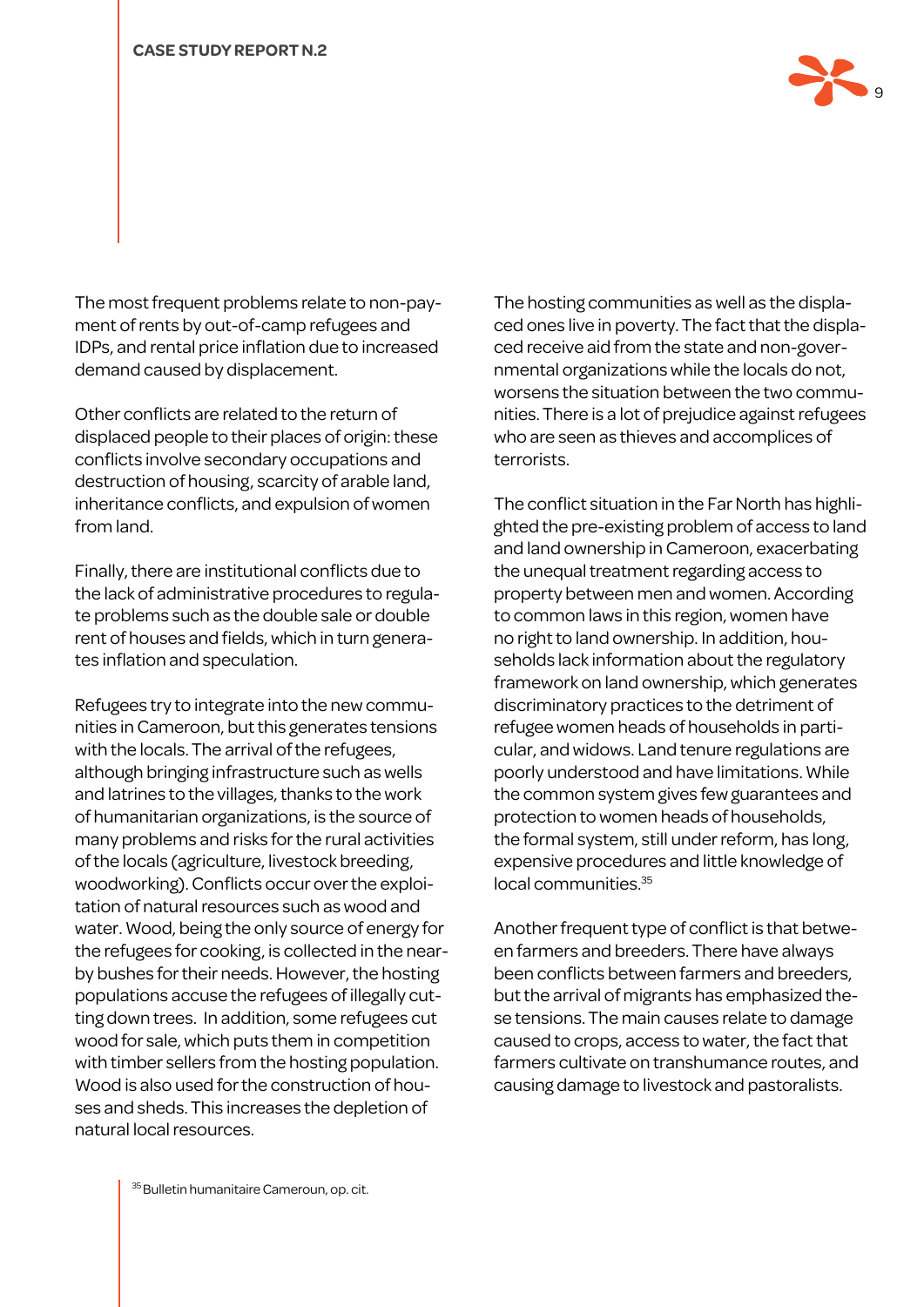The most frequent problems relate to non-payment of rents by out-of-camp refugees and IDPs, and rental price inflation due to increased demand caused by displacement.

Other conflicts are related to the return of displaced people to their places of origin: these conflicts involve secondary occupations and destruction of housing, scarcity of arable land, inheritance conflicts, and expulsion of women from land.

Finally, there are institutional conflicts due to the lack of administrative procedures to regulate problems such as the double sale or double rent of houses and fields, which in turn generates inflation and speculation.

Refugees try to integrate into the new communities in Cameroon, but this generates tensions with the locals. The arrival of the refugees, although bringing infrastructure such as wells and latrines to the villages, thanks to the work of humanitarian organizations, is the source of many problems and risks for the rural activities of the locals (agriculture, livestock breeding, woodworking). Conflicts occur over the exploitation of natural resources such as wood and water. Wood, being the only source of energy for the refugees for cooking, is collected in the nearby bushes for their needs. However, the hosting populations accuse the refugees of illegally cutting down trees. In addition, some refugees cut wood for sale, which puts them in competition with timber sellers from the hosting population. Wood is also used for the construction of houses and sheds. This increases the depletion of natural local resources.

The hosting communities as well as the displaced ones live in poverty. The fact that the displaced receive aid from the state and non-governmental organizations while the locals do not, worsens the situation between the two communities. There is a lot of prejudice against refugees who are seen as thieves and accomplices of terrorists.

The conflict situation in the Far North has highlighted the pre-existing problem of access to land and land ownership in Cameroon, exacerbating the unequal treatment regarding access to property between men and women. According to common laws in this region, women have no right to land ownership. In addition, households lack information about the regulatory framework on land ownership, which generates discriminatory practices to the detriment of refugee women heads of households in particular, and widows. Land tenure regulations are poorly understood and have limitations. While the common system gives few guarantees and protection to women heads of households, the formal system, still under reform, has long, expensive procedures and little knowledge of local communities.[35]

Another frequent type of conflict is that between farmers and breeders. There have always been conflicts between farmers and breeders, but the arrival of migrants has emphasized these tensions. The main causes relate to damage caused to crops, access to water, the fact that farmers cultivate on transhumance routes, and causing damage to livestock and pastoralists.

[35] Bulletin humanitaire Cameroun, op. cit.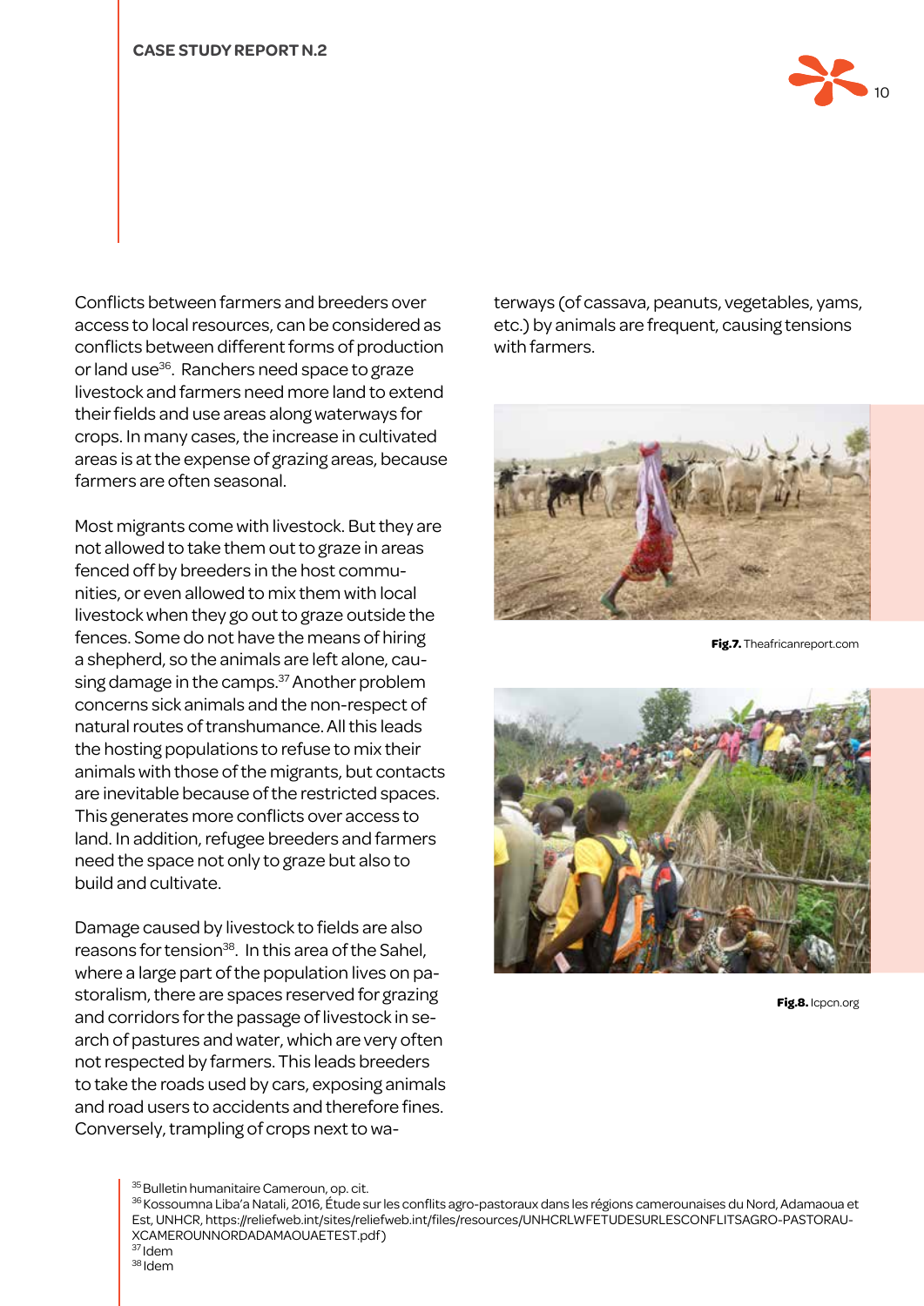Conflicts between farmers and breeders over access to local resources, can be considered as conflicts between different forms of production or land use[36]. Ranchers need space to graze livestock and farmers need more land to extend their fields and use areas along waterways for crops. In many cases, the increase in cultivated areas is at the expense of grazing areas, because farmers are often seasonal.

Most migrants come with livestock. But they are not allowed to take them out to graze in areas fenced off by breeders in the host communities, or even allowed to mix them with local livestock when they go out to graze outside the fences. Some do not have the means of hiring a shepherd, so the animals are left alone, causing damage in the camps.[37] Another problem concerns sick animals and the non-respect of natural routes of transhumance. All this leads the hosting populations to refuse to mix their animals with those of the migrants, but contacts are inevitable because of the restricted spaces. This generates more conflicts over access to land. In addition, refugee breeders and farmers need the space not only to graze but also to build and cultivate.

Damage caused by livestock to fields are also reasons for tension[38]. In this area of the Sahel, where a large part of the population lives on pastoralism, there are spaces reserved for grazing and corridors for the passage of livestock in search of pastures and water, which are very often not respected by farmers. This leads breeders to take the roads used by cars, exposing animals and road users to accidents and therefore fines. Conversely, trampling of crops next to waterways (of cassava, peanuts, vegetables, yams, etc.) by animals are frequent, causing tensions with farmers.

**Fig.7.** Theafricanreport.com

**Fig.8.** Icpcn.org

---

[35] Bulletin humanitaire Cameroun, op. cit.

[36] Kossoumna Liba'a Natali, 2016, Étude sur les conflits agro-pastoraux dans les régions camerounaises du Nord, Adamaoua et Est, UNHCR, https://reliefweb.int/sites/reliefweb.int/files/resources/UNHCRLWFETUDESURLESCONFLITSAGRO-PASTORAUXCAMEROUNNORDADAMAOUAETEST.pdf)

[37] Idem

[38] Idem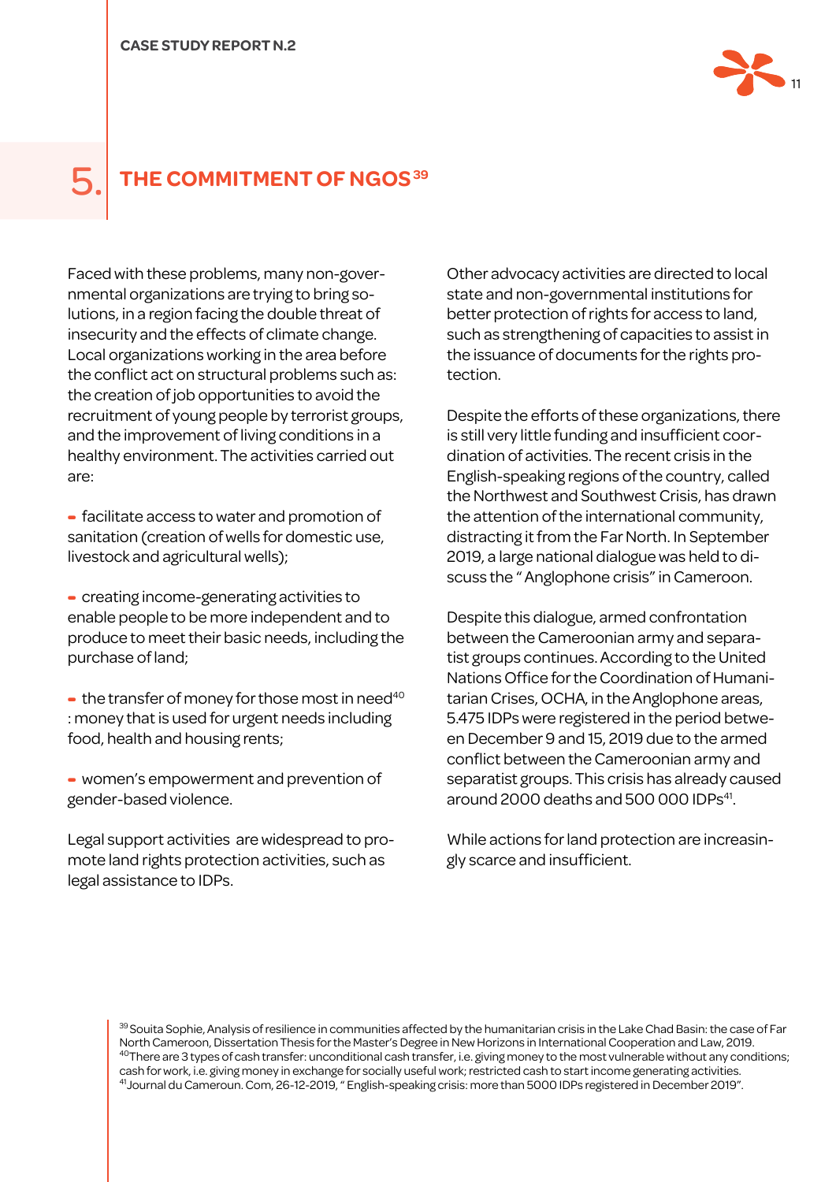# 5. THE COMMITMENT OF NGOS[39]

Faced with these problems, many non-governmental organizations are trying to bring solutions, in a region facing the double threat of insecurity and the effects of climate change. Local organizations working in the area before the conflict act on structural problems such as: the creation of job opportunities to avoid the recruitment of young people by terrorist groups, and the improvement of living conditions in a healthy environment. The activities carried out are:

- facilitate access to water and promotion of sanitation (creation of wells for domestic use, livestock and agricultural wells);
- creating income-generating activities to enable people to be more independent and to produce to meet their basic needs, including the purchase of land;
- the transfer of money for those most in need[40] : money that is used for urgent needs including food, health and housing rents;
- women's empowerment and prevention of gender-based violence.

Legal support activities are widespread to promote land rights protection activities, such as legal assistance to IDPs.

Other advocacy activities are directed to local state and non-governmental institutions for better protection of rights for access to land, such as strengthening of capacities to assist in the issuance of documents for the rights protection.

Despite the efforts of these organizations, there is still very little funding and insufficient coordination of activities. The recent crisis in the English-speaking regions of the country, called the Northwest and Southwest Crisis, has drawn the attention of the international community, distracting it from the Far North. In September 2019, a large national dialogue was held to discuss the " Anglophone crisis" in Cameroon.

Despite this dialogue, armed confrontation between the Cameroonian army and separatist groups continues. According to the United Nations Office for the Coordination of Humanitarian Crises, OCHA, in the Anglophone areas, 5.475 IDPs were registered in the period between December 9 and 15, 2019 due to the armed conflict between the Cameroonian army and separatist groups. This crisis has already caused around 2000 deaths and 500 000 IDPs[41].

While actions for land protection are increasingly scarce and insufficient.

---

[39] Souita Sophie, Analysis of resilience in communities affected by the humanitarian crisis in the Lake Chad Basin: the case of Far North Cameroon, Dissertation Thesis for the Master's Degree in New Horizons in International Cooperation and Law, 2019.

[40] There are 3 types of cash transfer: unconditional cash transfer, i.e. giving money to the most vulnerable without any conditions; cash for work, i.e. giving money in exchange for socially useful work; restricted cash to start income generating activities.

[41] Journal du Cameroun. Com, 26-12-2019, " English-speaking crisis: more than 5000 IDPs registered in December 2019".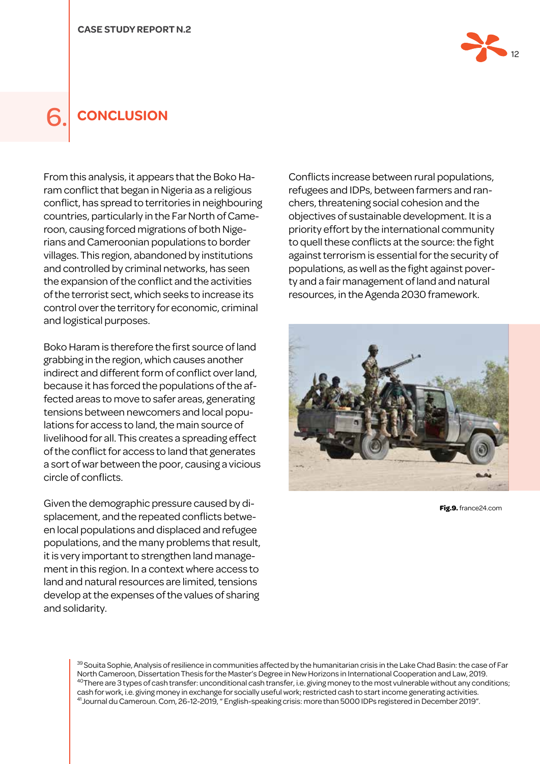# 6. CONCLUSION

From this analysis, it appears that the Boko Haram conflict that began in Nigeria as a religious conflict, has spread to territories in neighbouring countries, particularly in the Far North of Cameroon, causing forced migrations of both Nigerians and Cameroonian populations to border villages. This region, abandoned by institutions and controlled by criminal networks, has seen the expansion of the conflict and the activities of the terrorist sect, which seeks to increase its control over the territory for economic, criminal and logistical purposes.

Boko Haram is therefore the first source of land grabbing in the region, which causes another indirect and different form of conflict over land, because it has forced the populations of the affected areas to move to safer areas, generating tensions between newcomers and local populations for access to land, the main source of livelihood for all. This creates a spreading effect of the conflict for access to land that generates a sort of war between the poor, causing a vicious circle of conflicts.

Given the demographic pressure caused by displacement, and the repeated conflicts between local populations and displaced and refugee populations, and the many problems that result, it is very important to strengthen land management in this region. In a context where access to land and natural resources are limited, tensions develop at the expenses of the values of sharing and solidarity.

Conflicts increase between rural populations, refugees and IDPs, between farmers and ranchers, threatening social cohesion and the objectives of sustainable development. It is a priority effort by the international community to quell these conflicts at the source: the fight against terrorism is essential for the security of populations, as well as the fight against poverty and a fair management of land and natural resources, in the Agenda 2030 framework.

**Fig.9.** france24.com

---

[39] Souita Sophie, Analysis of resilience in communities affected by the humanitarian crisis in the Lake Chad Basin: the case of Far North Cameroon, Dissertation Thesis for the Master's Degree in New Horizons in International Cooperation and Law, 2019.

[40] There are 3 types of cash transfer: unconditional cash transfer, i.e. giving money to the most vulnerable without any conditions; cash for work, i.e. giving money in exchange for socially useful work; restricted cash to start income generating activities.

[41] Journal du Cameroun. Com, 26-12-2019, " English-speaking crisis: more than 5000 IDPs registered in December 2019".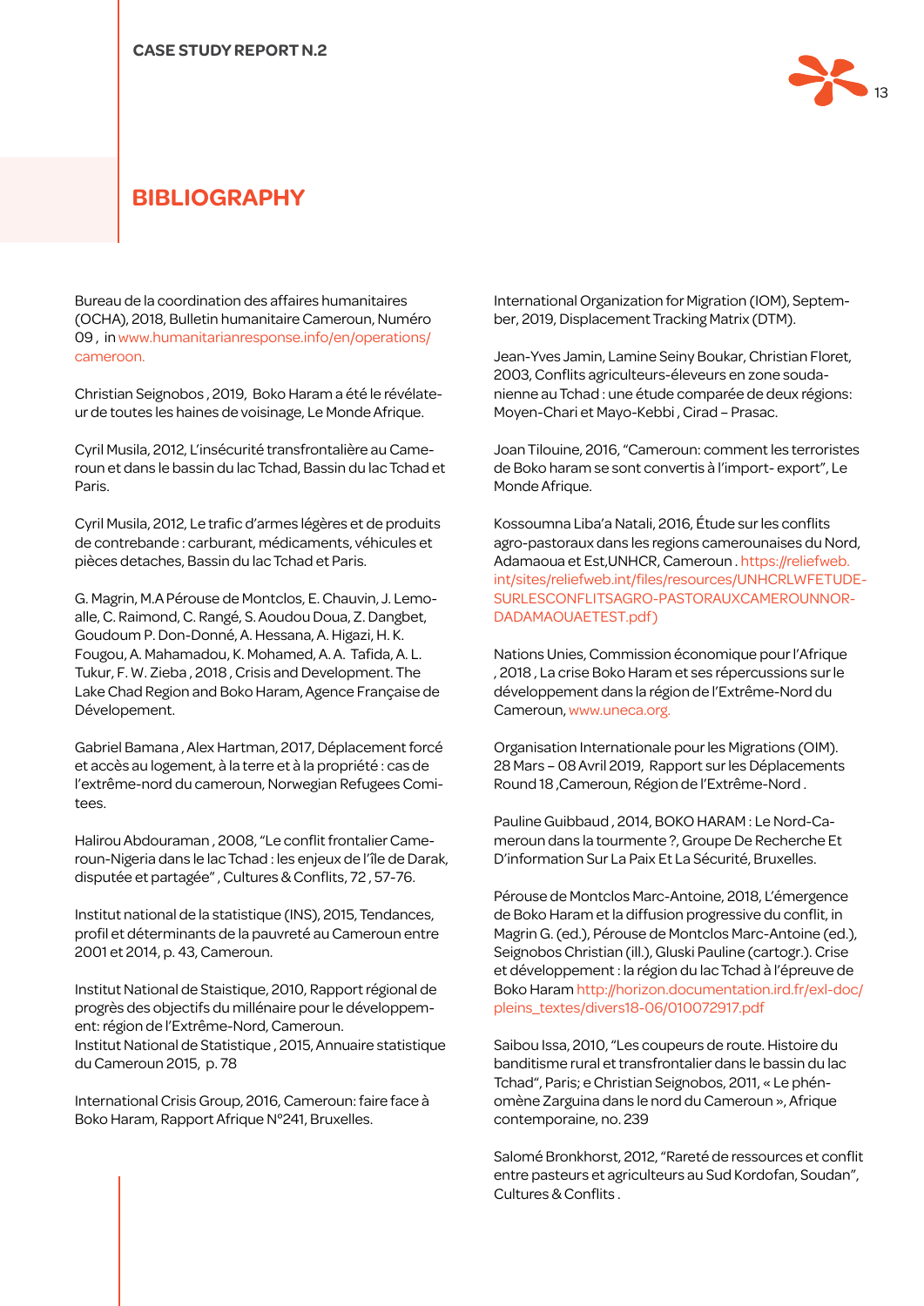## BIBLIOGRAPHY

Bureau de la coordination des affaires humanitaires (OCHA), 2018, Bulletin humanitaire Cameroun, Numéro 09 , in www.humanitarianresponse.info/en/operations/cameroon.

Christian Seignobos , 2019, Boko Haram a été le révélateur de toutes les haines de voisinage, Le Monde Afrique.

Cyril Musila, 2012, L'insécurité transfrontalière au Cameroun et dans le bassin du lac Tchad, Bassin du lac Tchad et Paris.

Cyril Musila, 2012, Le trafic d'armes légères et de produits de contrebande : carburant, médicaments, véhicules et pièces detaches, Bassin du lac Tchad et Paris.

G. Magrin, M.A Pérouse de Montclos, E. Chauvin, J. Lemoalle, C. Raimond, C. Rangé, S. Aoudou Doua, Z. Dangbet, Goudoum P. Don-Donné, A. Hessana, A. Higazi, H. K. Fougou, A. Mahamadou, K. Mohamed, A. A. Tafida, A. L. Tukur, F. W. Zieba , 2018 , Crisis and Development. The Lake Chad Region and Boko Haram, Agence Française de Dévelopement.

Gabriel Bamana , Alex Hartman, 2017, Déplacement forcé et accès au logement, à la terre et à la propriété : cas de l'extrême-nord du cameroun, Norwegian Refugees Comitees.

Halirou Abdouraman , 2008, "Le conflit frontalier Cameroun-Nigeria dans le lac Tchad : les enjeux de l'île de Darak, disputée et partagée" , Cultures & Conflits, 72 , 57-76.

Institut national de la statistique (INS), 2015, Tendances, profil et déterminants de la pauvreté au Cameroun entre 2001 et 2014, p. 43, Cameroun.

Institut National de Staistique, 2010, Rapport régional de progrès des objectifs du millénaire pour le développement: région de l'Extrême-Nord, Cameroun.
Institut National de Statistique , 2015, Annuaire statistique du Cameroun 2015, p. 78

International Crisis Group, 2016, Cameroun: faire face à Boko Haram, Rapport Afrique N°241, Bruxelles.

International Organization for Migration (IOM), September, 2019, Displacement Tracking Matrix (DTM).

Jean-Yves Jamin, Lamine Seiny Boukar, Christian Floret, 2003, Conflits agriculteurs-éleveurs en zone soudanienne au Tchad : une étude comparée de deux régions: Moyen-Chari et Mayo-Kebbi , Cirad – Prasac.

Joan Tilouine, 2016, "Cameroun: comment les terroristes de Boko haram se sont convertis à l'import- export", Le Monde Afrique.

Kossoumna Liba'a Natali, 2016, Étude sur les conflits agro-pastoraux dans les regions camerounaises du Nord, Adamaoua et Est,UNHCR, Cameroun . https://reliefweb.int/sites/reliefweb.int/files/resources/UNHCRLWFETUDESURLESCONFLITSAGRO-PASTORAUXCAMEROUNNORDADAMAOUAETEST.pdf)

Nations Unies, Commission économique pour l'Afrique , 2018 , La crise Boko Haram et ses répercussions sur le développement dans la région de l'Extrême-Nord du Cameroun, www.uneca.org.

Organisation Internationale pour les Migrations (OIM). 28 Mars – 08 Avril 2019, Rapport sur les Déplacements Round 18 ,Cameroun, Région de l'Extrême-Nord .

Pauline Guibbaud , 2014, BOKO HARAM : Le Nord-Cameroun dans la tourmente ?, Groupe De Recherche Et D'information Sur La Paix Et La Sécurité, Bruxelles.

Pérouse de Montclos Marc-Antoine, 2018, L'émergence de Boko Haram et la diffusion progressive du conflit, in Magrin G. (ed.), Pérouse de Montclos Marc-Antoine (ed.), Seignobos Christian (ill.), Gluski Pauline (cartogr.). Crise et développement : la région du lac Tchad à l'épreuve de Boko Haram http://horizon.documentation.ird.fr/exl-doc/pleins_textes/divers18-06/010072917.pdf

Saibou Issa, 2010, "Les coupeurs de route. Histoire du banditisme rural et transfrontalier dans le bassin du lac Tchad", Paris; e Christian Seignobos, 2011, « Le phénomène Zarguina dans le nord du Cameroun », Afrique contemporaine, no. 239

Salomé Bronkhorst, 2012, "Rareté de ressources et conflit entre pasteurs et agriculteurs au Sud Kordofan, Soudan", Cultures & Conflits .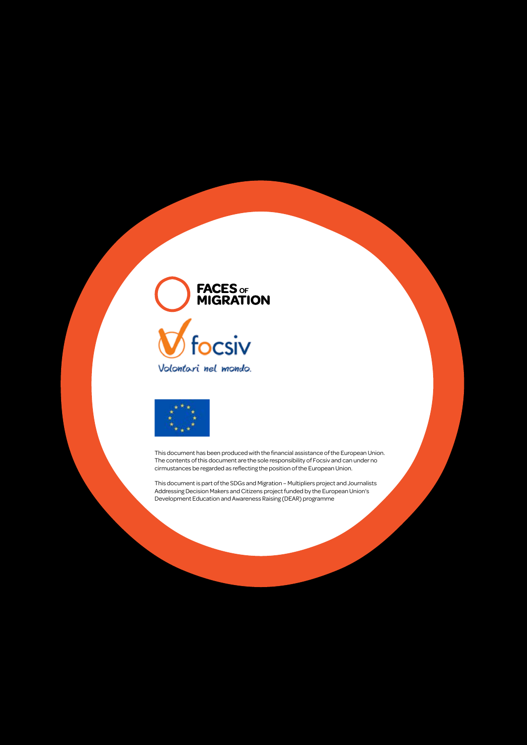FACES OF MIGRATION

focsiv

Volontari nel mondo.

This document has been produced with the financial assistance of the European Union. The contents of this document are the sole responsibility of Focsiv and can under no cirmustances be regarded as reflecting the position of the European Union.

This document is part of the SDGs and Migration – Multipliers project and Journalists Addressing Decision Makers and Citizens project funded by the European Union's Development Education and Awareness Raising (DEAR) programme